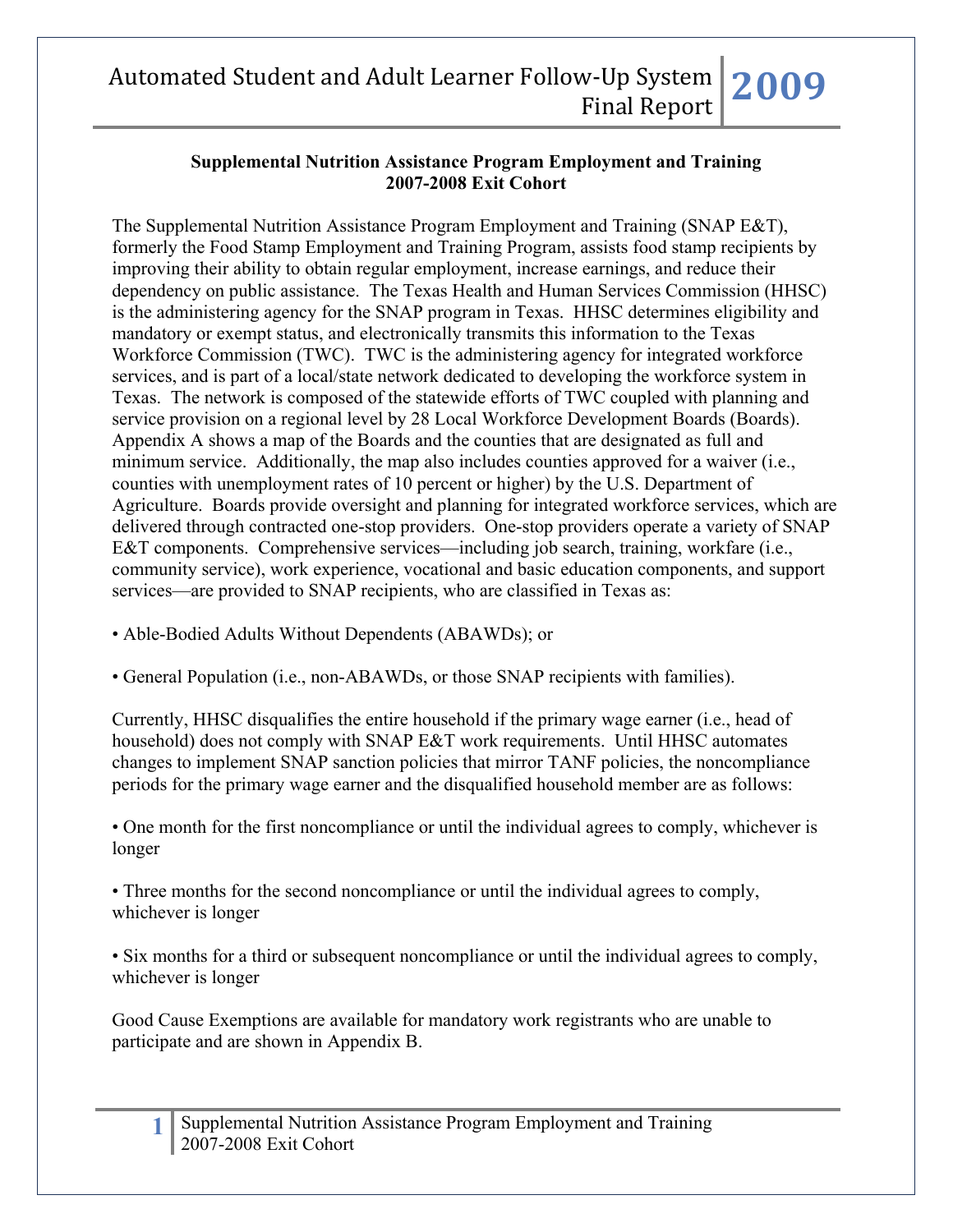# Supplemental Nutrition Assistance Program Employment and Training
## 2007-2008 Exit Cohort

The Supplemental Nutrition Assistance Program Employment and Training (SNAP E&T), formerly the Food Stamp Employment and Training Program, assists food stamp recipients by improving their ability to obtain regular employment, increase earnings, and reduce their dependency on public assistance. The Texas Health and Human Services Commission (HHSC) is the administering agency for the SNAP program in Texas. HHSC determines eligibility and mandatory or exempt status, and electronically transmits this information to the Texas Workforce Commission (TWC). TWC is the administering agency for integrated workforce services, and is part of a local/state network dedicated to developing the workforce system in Texas. The network is composed of the statewide efforts of TWC coupled with planning and service provision on a regional level by 28 Local Workforce Development Boards (Boards). Appendix A shows a map of the Boards and the counties that are designated as full and minimum service. Additionally, the map also includes counties approved for a waiver (i.e., counties with unemployment rates of 10 percent or higher) by the U.S. Department of Agriculture. Boards provide oversight and planning for integrated workforce services, which are delivered through contracted one-stop providers. One-stop providers operate a variety of SNAP E&T components. Comprehensive services—including job search, training, workfare (i.e., community service), work experience, vocational and basic education components, and support services—are provided to SNAP recipients, who are classified in Texas as:

- Able-Bodied Adults Without Dependents (ABAWDs); or

- General Population (i.e., non-ABAWDs, or those SNAP recipients with families).

Currently, HHSC disqualifies the entire household if the primary wage earner (i.e., head of household) does not comply with SNAP E&T work requirements. Until HHSC automates changes to implement SNAP sanction policies that mirror TANF policies, the noncompliance periods for the primary wage earner and the disqualified household member are as follows:

- One month for the first noncompliance or until the individual agrees to comply, whichever is longer

- Three months for the second noncompliance or until the individual agrees to comply, whichever is longer

- Six months for a third or subsequent noncompliance or until the individual agrees to comply, whichever is longer

Good Cause Exemptions are available for mandatory work registrants who are unable to participate and are shown in Appendix B.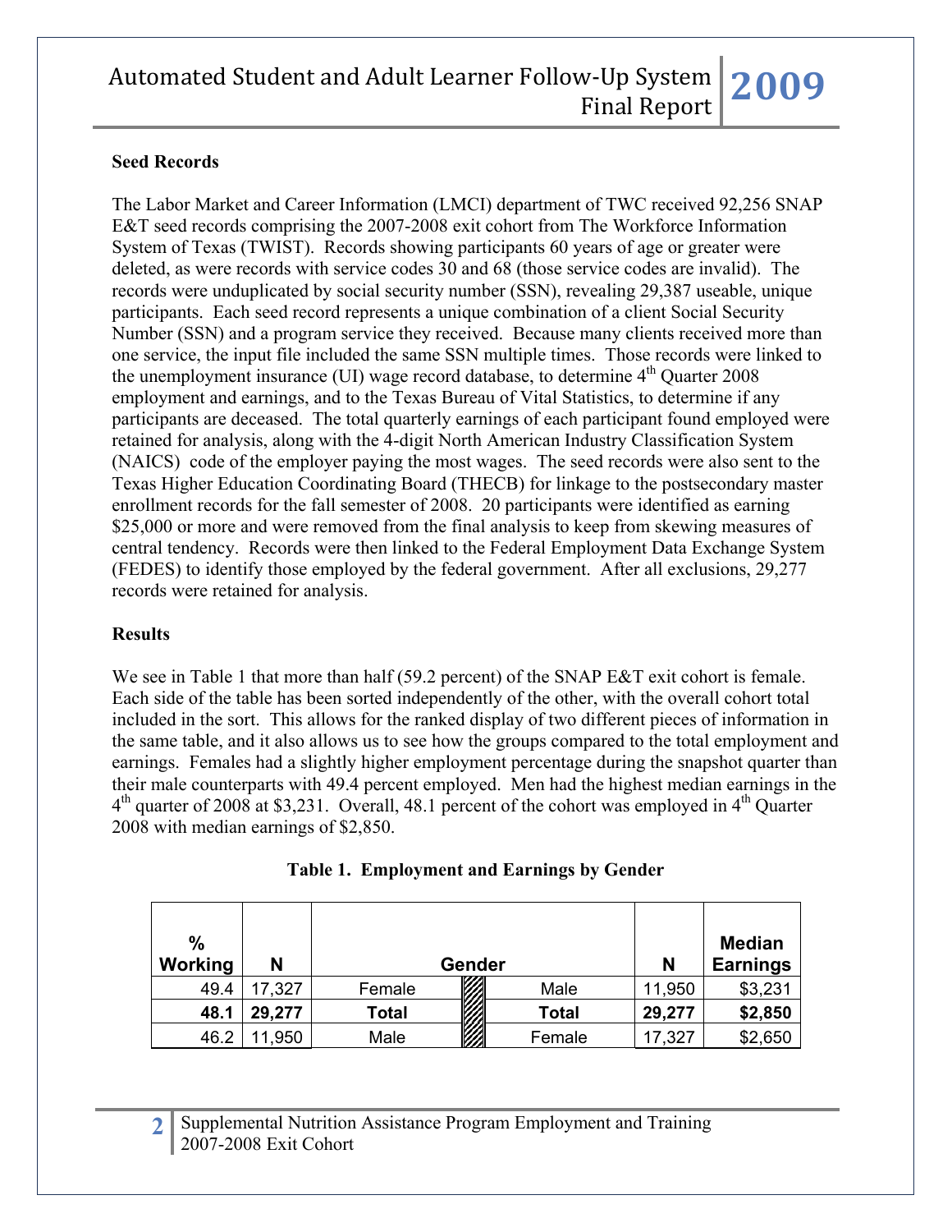## Seed Records

The Labor Market and Career Information (LMCI) department of TWC received 92,256 SNAP E&T seed records comprising the 2007-2008 exit cohort from The Workforce Information System of Texas (TWIST). Records showing participants 60 years of age or greater were deleted, as were records with service codes 30 and 68 (those service codes are invalid). The records were unduplicated by social security number (SSN), revealing 29,387 useable, unique participants. Each seed record represents a unique combination of a client Social Security Number (SSN) and a program service they received. Because many clients received more than one service, the input file included the same SSN multiple times. Those records were linked to the unemployment insurance (UI) wage record database, to determine 4th Quarter 2008 employment and earnings, and to the Texas Bureau of Vital Statistics, to determine if any participants are deceased. The total quarterly earnings of each participant found employed were retained for analysis, along with the 4-digit North American Industry Classification System (NAICS) code of the employer paying the most wages. The seed records were also sent to the Texas Higher Education Coordinating Board (THECB) for linkage to the postsecondary master enrollment records for the fall semester of 2008. 20 participants were identified as earning $25,000 or more and were removed from the final analysis to keep from skewing measures of central tendency. Records were then linked to the Federal Employment Data Exchange System (FEDES) to identify those employed by the federal government. After all exclusions, 29,277 records were retained for analysis.

## Results

We see in Table 1 that more than half (59.2 percent) of the SNAP E&T exit cohort is female. Each side of the table has been sorted independently of the other, with the overall cohort total included in the sort. This allows for the ranked display of two different pieces of information in the same table, and it also allows us to see how the groups compared to the total employment and earnings. Females had a slightly higher employment percentage during the snapshot quarter than their male counterparts with 49.4 percent employed. Men had the highest median earnings in the 4th quarter of 2008 at $3,231. Overall, 48.1 percent of the cohort was employed in 4th Quarter 2008 with median earnings of $2,850.

**Table 1. Employment and Earnings by Gender**

| % Working | N | Gender | Gender | N | Median Earnings |
|---|---|---|---|---|---|
| 49.4 | 17,327 | Female | Male | 11,950 | $3,231 |
| **48.1** | **29,277** | **Total** | **Total** | **29,277** | **$2,850** |
| 46.2 | 11,950 | Male | Female | 17,327 | $2,650 |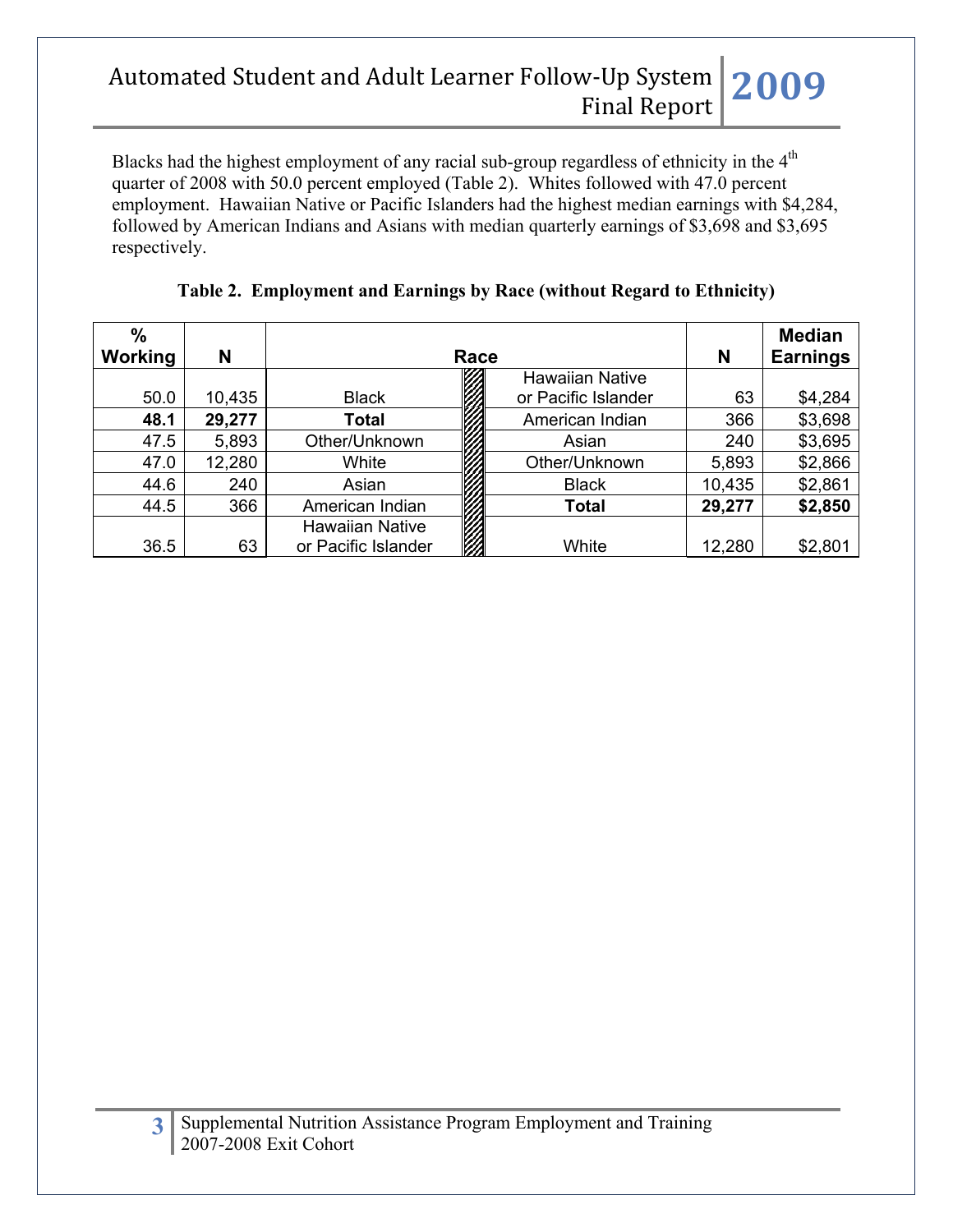Blacks had the highest employment of any racial sub-group regardless of ethnicity in the 4th quarter of 2008 with 50.0 percent employed (Table 2). Whites followed with 47.0 percent employment. Hawaiian Native or Pacific Islanders had the highest median earnings with $4,284, followed by American Indians and Asians with median quarterly earnings of $3,698 and $3,695 respectively.

**Table 2. Employment and Earnings by Race (without Regard to Ethnicity)**

| % Working | N | Race | Race | N | Median Earnings |
|---|---|---|---|---|---|
| 50.0 | 10,435 | Black | Hawaiian Native or Pacific Islander | 63 | $4,284 |
| **48.1** | **29,277** | **Total** | American Indian | 366 | $3,698 |
| 47.5 | 5,893 | Other/Unknown | Asian | 240 | $3,695 |
| 47.0 | 12,280 | White | Other/Unknown | 5,893 | $2,866 |
| 44.6 | 240 | Asian | Black | 10,435 | $2,861 |
| 44.5 | 366 | American Indian | **Total** | **29,277** | **$2,850** |
| 36.5 | 63 | Hawaiian Native or Pacific Islander | White | 12,280 | $2,801 |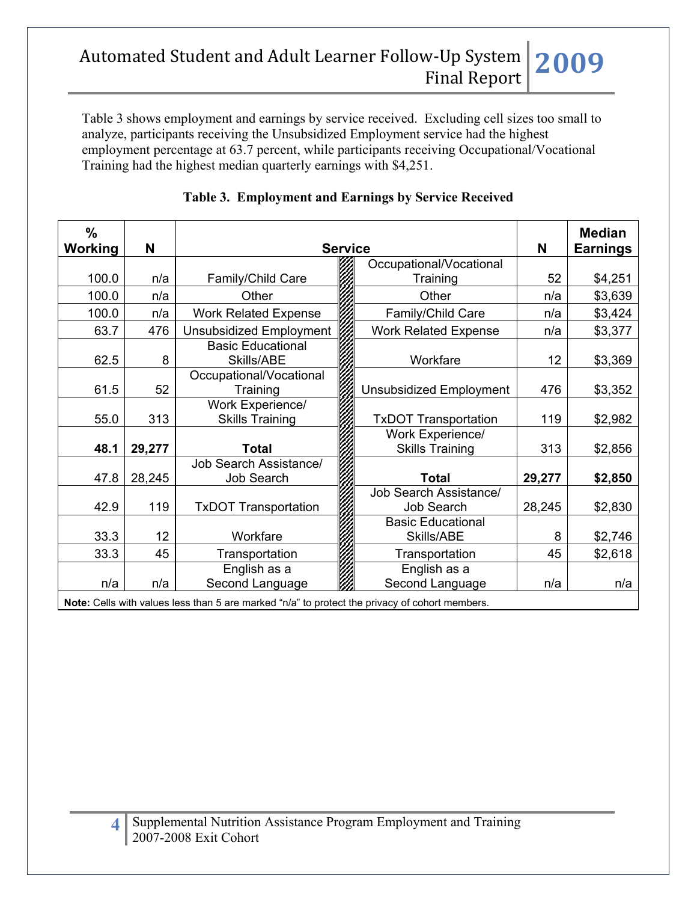Table 3 shows employment and earnings by service received. Excluding cell sizes too small to analyze, participants receiving the Unsubsidized Employment service had the highest employment percentage at 63.7 percent, while participants receiving Occupational/Vocational Training had the highest median quarterly earnings with $4,251.

**Table 3. Employment and Earnings by Service Received**

| % Working | N | Service | Service | N | Median Earnings |
|---|---|---|---|---|---|
| 100.0 | n/a | Family/Child Care | Occupational/Vocational Training | 52 | $4,251 |
| 100.0 | n/a | Other | Other | n/a | $3,639 |
| 100.0 | n/a | Work Related Expense | Family/Child Care | n/a | $3,424 |
| 63.7 | 476 | Unsubsidized Employment | Work Related Expense | n/a | $3,377 |
| 62.5 | 8 | Basic Educational Skills/ABE | Workfare | 12 | $3,369 |
| 61.5 | 52 | Occupational/Vocational Training | Unsubsidized Employment | 476 | $3,352 |
| 55.0 | 313 | Work Experience/ Skills Training | TxDOT Transportation | 119 | $2,982 |
| **48.1** | **29,277** | **Total** | Work Experience/ Skills Training | 313 | $2,856 |
| 47.8 | 28,245 | Job Search Assistance/ Job Search | **Total** | **29,277** | **$2,850** |
| 42.9 | 119 | TxDOT Transportation | Job Search Assistance/ Job Search | 28,245 | $2,830 |
| 33.3 | 12 | Workfare | Basic Educational Skills/ABE | 8 | $2,746 |
| 33.3 | 45 | Transportation | Transportation | 45 | $2,618 |
| n/a | n/a | English as a Second Language | English as a Second Language | n/a | n/a |

**Note:** Cells with values less than 5 are marked "n/a" to protect the privacy of cohort members.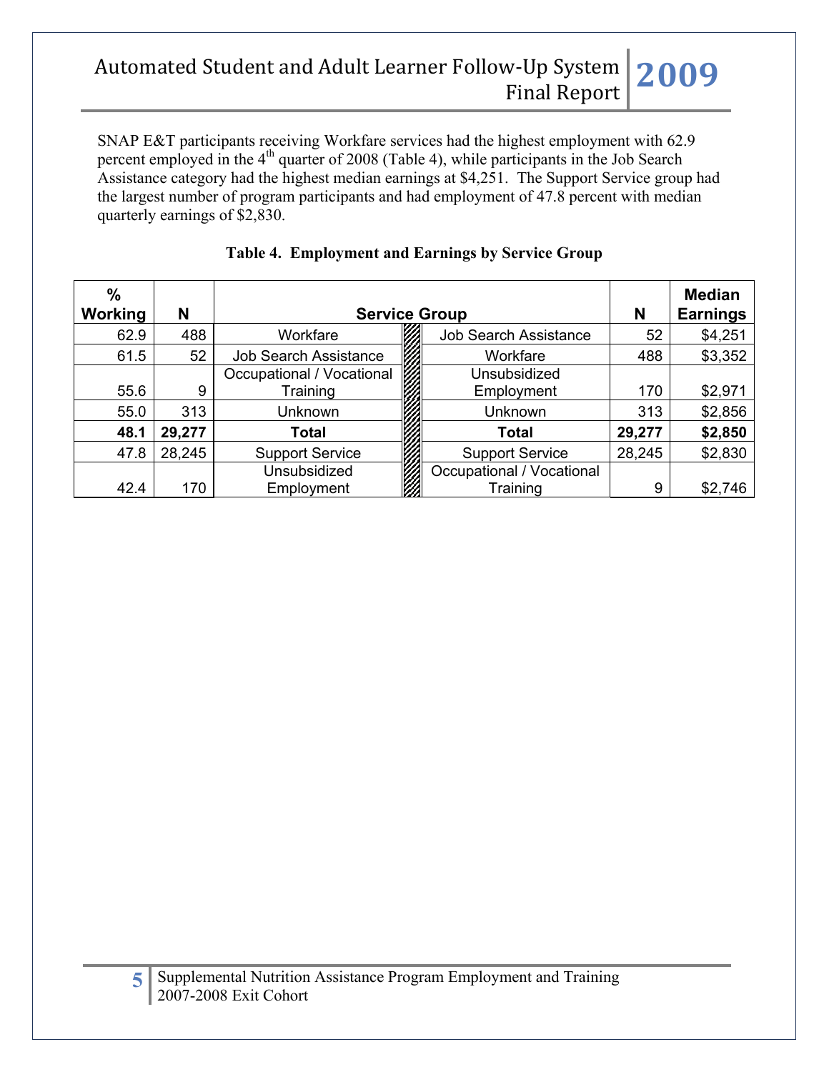SNAP E&T participants receiving Workfare services had the highest employment with 62.9 percent employed in the 4th quarter of 2008 (Table 4), while participants in the Job Search Assistance category had the highest median earnings at $4,251. The Support Service group had the largest number of program participants and had employment of 47.8 percent with median quarterly earnings of $2,830.

**Table 4. Employment and Earnings by Service Group**

| % Working | N | Service Group | Service Group | N | Median Earnings |
|---|---|---|---|---|---|
| 62.9 | 488 | Workfare | Job Search Assistance | 52 | $4,251 |
| 61.5 | 52 | Job Search Assistance | Workfare | 488 | $3,352 |
| 55.6 | 9 | Occupational / Vocational Training | Unsubsidized Employment | 170 | $2,971 |
| 55.0 | 313 | Unknown | Unknown | 313 | $2,856 |
| **48.1** | **29,277** | **Total** | **Total** | **29,277** | **$2,850** |
| 47.8 | 28,245 | Support Service | Support Service | 28,245 | $2,830 |
| 42.4 | 170 | Unsubsidized Employment | Occupational / Vocational Training | 9 | $2,746 |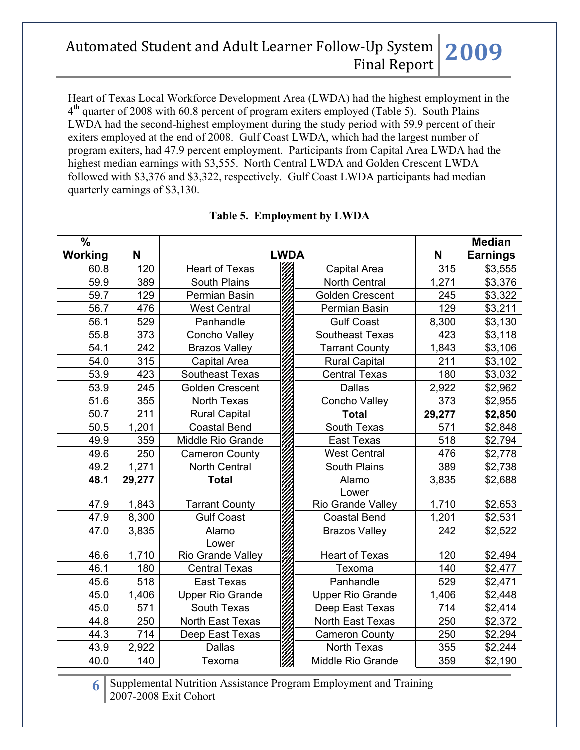Heart of Texas Local Workforce Development Area (LWDA) had the highest employment in the 4th quarter of 2008 with 60.8 percent of program exiters employed (Table 5). South Plains LWDA had the second-highest employment during the study period with 59.9 percent of their exiters employed at the end of 2008. Gulf Coast LWDA, which had the largest number of program exiters, had 47.9 percent employment. Participants from Capital Area LWDA had the highest median earnings with $3,555. North Central LWDA and Golden Crescent LWDA followed with $3,376 and $3,322, respectively. Gulf Coast LWDA participants had median quarterly earnings of $3,130.

**Table 5. Employment by LWDA**

| % Working | N | LWDA | LWDA | N | Median Earnings |
|---|---|---|---|---|---|
| 60.8 | 120 | Heart of Texas | Capital Area | 315 | $3,555 |
| 59.9 | 389 | South Plains | North Central | 1,271 | $3,376 |
| 59.7 | 129 | Permian Basin | Golden Crescent | 245 | $3,322 |
| 56.7 | 476 | West Central | Permian Basin | 129 | $3,211 |
| 56.1 | 529 | Panhandle | Gulf Coast | 8,300 | $3,130 |
| 55.8 | 373 | Concho Valley | Southeast Texas | 423 | $3,118 |
| 54.1 | 242 | Brazos Valley | Tarrant County | 1,843 | $3,106 |
| 54.0 | 315 | Capital Area | Rural Capital | 211 | $3,102 |
| 53.9 | 423 | Southeast Texas | Central Texas | 180 | $3,032 |
| 53.9 | 245 | Golden Crescent | Dallas | 2,922 | $2,962 |
| 51.6 | 355 | North Texas | Concho Valley | 373 | $2,955 |
| 50.7 | 211 | Rural Capital | **Total** | **29,277** | **$2,850** |
| 50.5 | 1,201 | Coastal Bend | South Texas | 571 | $2,848 |
| 49.9 | 359 | Middle Rio Grande | East Texas | 518 | $2,794 |
| 49.6 | 250 | Cameron County | West Central | 476 | $2,778 |
| 49.2 | 1,271 | North Central | South Plains | 389 | $2,738 |
| **48.1** | **29,277** | **Total** | Alamo | 3,835 | $2,688 |
| 47.9 | 1,843 | Tarrant County | Lower Rio Grande Valley | 1,710 | $2,653 |
| 47.9 | 8,300 | Gulf Coast | Coastal Bend | 1,201 | $2,531 |
| 47.0 | 3,835 | Alamo | Brazos Valley | 242 | $2,522 |
| 46.6 | 1,710 | Lower Rio Grande Valley | Heart of Texas | 120 | $2,494 |
| 46.1 | 180 | Central Texas | Texoma | 140 | $2,477 |
| 45.6 | 518 | East Texas | Panhandle | 529 | $2,471 |
| 45.0 | 1,406 | Upper Rio Grande | Upper Rio Grande | 1,406 | $2,448 |
| 45.0 | 571 | South Texas | Deep East Texas | 714 | $2,414 |
| 44.8 | 250 | North East Texas | North East Texas | 250 | $2,372 |
| 44.3 | 714 | Deep East Texas | Cameron County | 250 | $2,294 |
| 43.9 | 2,922 | Dallas | North Texas | 355 | $2,244 |
| 40.0 | 140 | Texoma | Middle Rio Grande | 359 | $2,190 |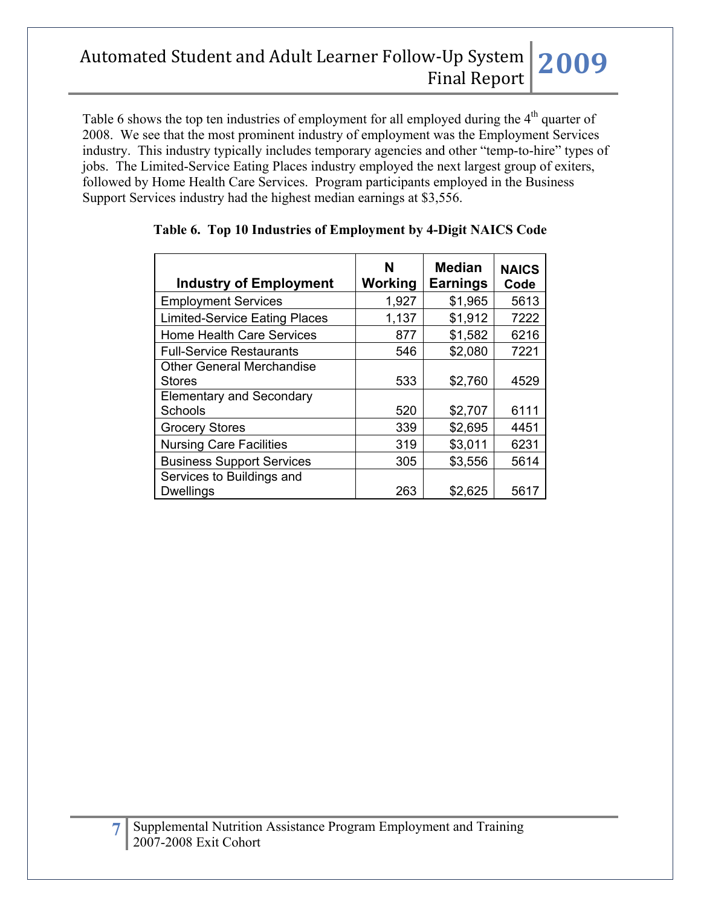Table 6 shows the top ten industries of employment for all employed during the 4th quarter of 2008. We see that the most prominent industry of employment was the Employment Services industry. This industry typically includes temporary agencies and other "temp-to-hire" types of jobs. The Limited-Service Eating Places industry employed the next largest group of exiters, followed by Home Health Care Services. Program participants employed in the Business Support Services industry had the highest median earnings at $3,556.

**Table 6. Top 10 Industries of Employment by 4-Digit NAICS Code**

| Industry of Employment | N Working | Median Earnings | NAICS Code |
|---|---|---|---|
| Employment Services | 1,927 | $1,965 | 5613 |
| Limited-Service Eating Places | 1,137 | $1,912 | 7222 |
| Home Health Care Services | 877 | $1,582 | 6216 |
| Full-Service Restaurants | 546 | $2,080 | 7221 |
| Other General Merchandise Stores | 533 | $2,760 | 4529 |
| Elementary and Secondary Schools | 520 | $2,707 | 6111 |
| Grocery Stores | 339 | $2,695 | 4451 |
| Nursing Care Facilities | 319 | $3,011 | 6231 |
| Business Support Services | 305 | $3,556 | 5614 |
| Services to Buildings and Dwellings | 263 | $2,625 | 5617 |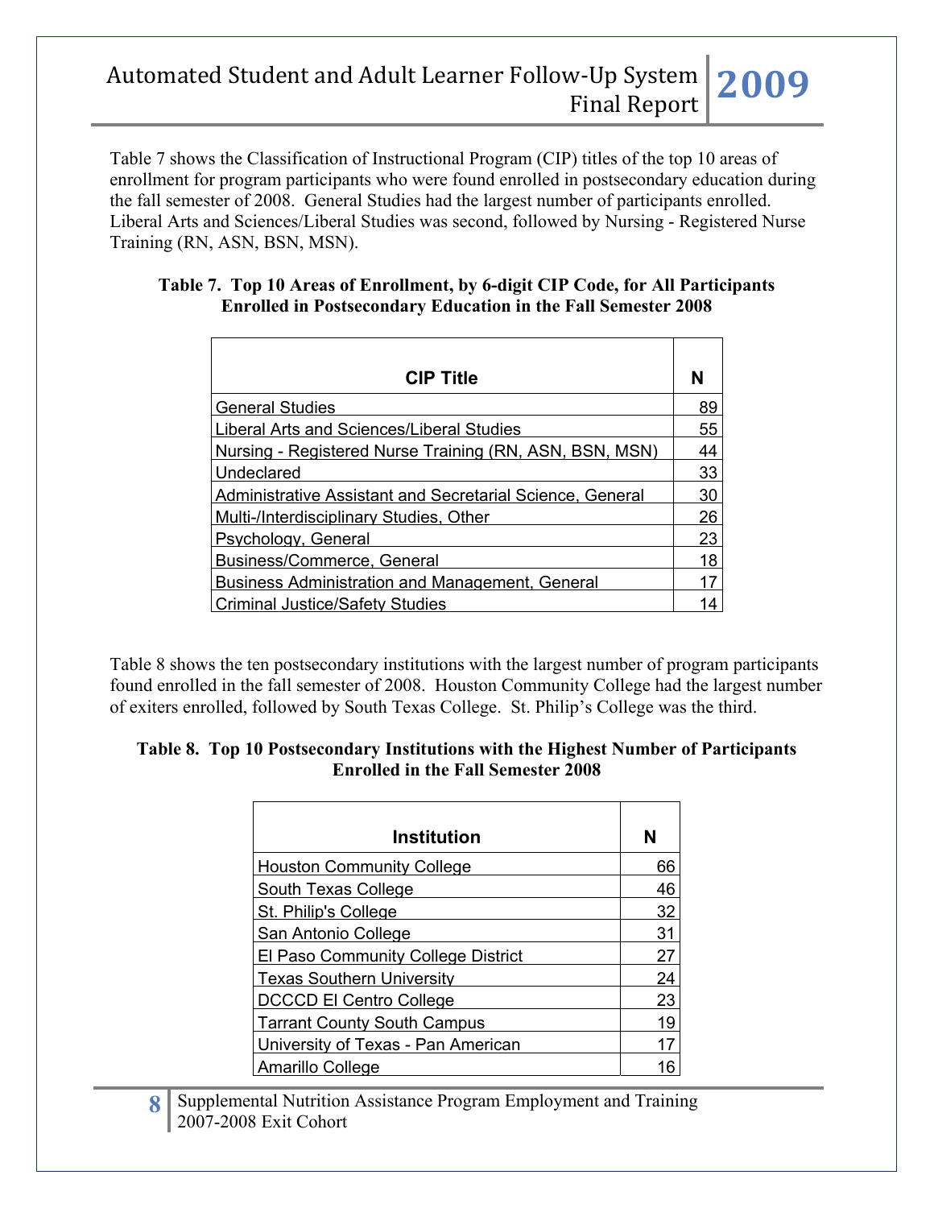Table 7 shows the Classification of Instructional Program (CIP) titles of the top 10 areas of enrollment for program participants who were found enrolled in postsecondary education during the fall semester of 2008. General Studies had the largest number of participants enrolled. Liberal Arts and Sciences/Liberal Studies was second, followed by Nursing - Registered Nurse Training (RN, ASN, BSN, MSN).

**Table 7. Top 10 Areas of Enrollment, by 6-digit CIP Code, for All Participants Enrolled in Postsecondary Education in the Fall Semester 2008**

| CIP Title | N |
|---|---|
| General Studies | 89 |
| Liberal Arts and Sciences/Liberal Studies | 55 |
| Nursing - Registered Nurse Training (RN, ASN, BSN, MSN) | 44 |
| Undeclared | 33 |
| Administrative Assistant and Secretarial Science, General | 30 |
| Multi-/Interdisciplinary Studies, Other | 26 |
| Psychology, General | 23 |
| Business/Commerce, General | 18 |
| Business Administration and Management, General | 17 |
| Criminal Justice/Safety Studies | 14 |

Table 8 shows the ten postsecondary institutions with the largest number of program participants found enrolled in the fall semester of 2008. Houston Community College had the largest number of exiters enrolled, followed by South Texas College. St. Philip's College was the third.

**Table 8. Top 10 Postsecondary Institutions with the Highest Number of Participants Enrolled in the Fall Semester 2008**

| Institution | N |
|---|---|
| Houston Community College | 66 |
| South Texas College | 46 |
| St. Philip's College | 32 |
| San Antonio College | 31 |
| El Paso Community College District | 27 |
| Texas Southern University | 24 |
| DCCCD El Centro College | 23 |
| Tarrant County South Campus | 19 |
| University of Texas - Pan American | 17 |
| Amarillo College | 16 |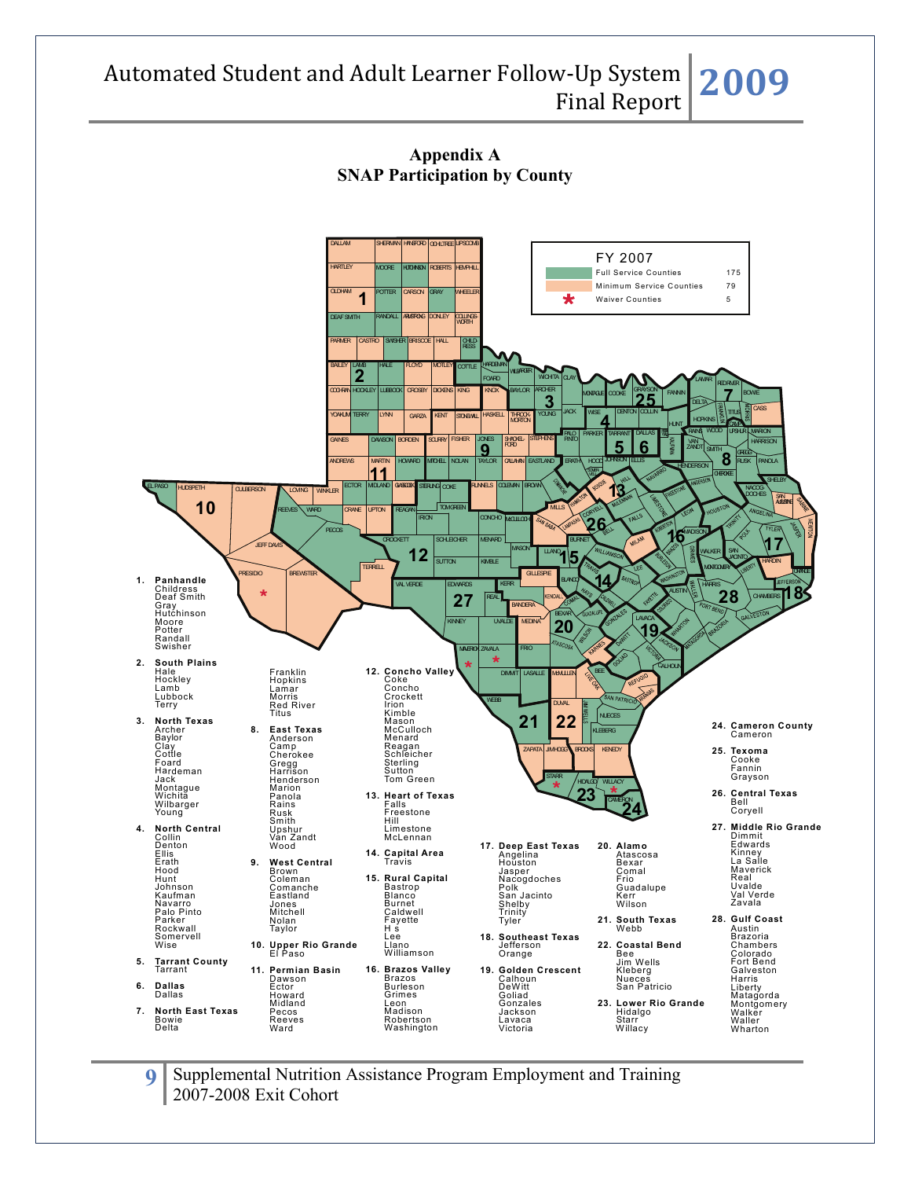# Appendix A
## SNAP Participation by County

| FY 2007 | |
|---|---|
| Full Service Counties | 175 |
| Minimum Service Counties | 79 |
| * Waiver Counties | 5 |

**1. Panhandle**
Childress
Deaf Smith
Gray
Hutchinson
Moore
Potter
Randall
Swisher

**2. South Plains**
Hale
Hockley
Lamb
Lubbock
Terry

**3. North Texas**
Archer
Baylor
Clay
Cottle
Foard
Hardeman
Jack
Montague
Wichita
Wilbarger
Young

**4. North Central**
Collin
Denton
Ellis
Erath
Hood
Hunt
Johnson
Kaufman
Navarro
Palo Pinto
Parker
Rockwall
Somervell
Wise

**5. Tarrant County**
Tarrant

**6. Dallas**
Dallas

**7. North East Texas**
Bowie
Delta
Franklin
Hopkins
Lamar
Morris
Red River
Titus

**8. East Texas**
Anderson
Camp
Cherokee
Gregg
Harrison
Henderson
Marion
Panola
Rains
Rusk
Smith
Upshur
Van Zandt
Wood

**9. West Central**
Brown
Coleman
Comanche
Eastland
Jones
Mitchell
Nolan
Taylor

**10. Upper Rio Grande**
El Paso

**11. Permian Basin**
Dawson
Ector
Howard
Midland
Pecos
Reeves
Ward

**12. Concho Valley**
Coke
Concho
Crockett
Irion
Kimble
Mason
McCulloch
Menard
Reagan
Schleicher
Sterling
Sutton
Tom Green

**13. Heart of Texas**
Falls
Freestone
Hill
Limestone
McLennan

**14. Capital Area**
Travis

**15. Rural Capital**
Bastrop
Blanco
Burnet
Caldwell
Fayette
H s
Lee
Llano
Williamson

**16. Brazos Valley**
Brazos
Burleson
Grimes
Leon
Madison
Robertson
Washington

**17. Deep East Texas**
Angelina
Houston
Jasper
Nacogdoches
Polk
San Jacinto
Shelby
Trinity
Tyler

**18. Southeast Texas**
Jefferson
Orange

**19. Golden Crescent**
Calhoun
DeWitt
Goliad
Gonzales
Jackson
Lavaca
Victoria

**20. Alamo**
Atascosa
Bexar
Comal
Frio
Guadalupe
Kerr
Wilson

**21. South Texas**
Webb

**22. Coastal Bend**
Bee
Jim Wells
Kleberg
Nueces
San Patricio

**23. Lower Rio Grande**
Hidalgo
Starr
Willacy

**24. Cameron County**
Cameron

**25. Texoma**
Cooke
Fannin
Grayson

**26. Central Texas**
Bell
Coryell

**27. Middle Rio Grande**
Dimmit
Edwards
Kinney
La Salle
Maverick
Real
Uvalde
Val Verde
Zavala

**28. Gulf Coast**
Austin
Brazoria
Chambers
Colorado
Fort Bend
Galveston
Harris
Liberty
Matagorda
Montgomery
Walker
Waller
Wharton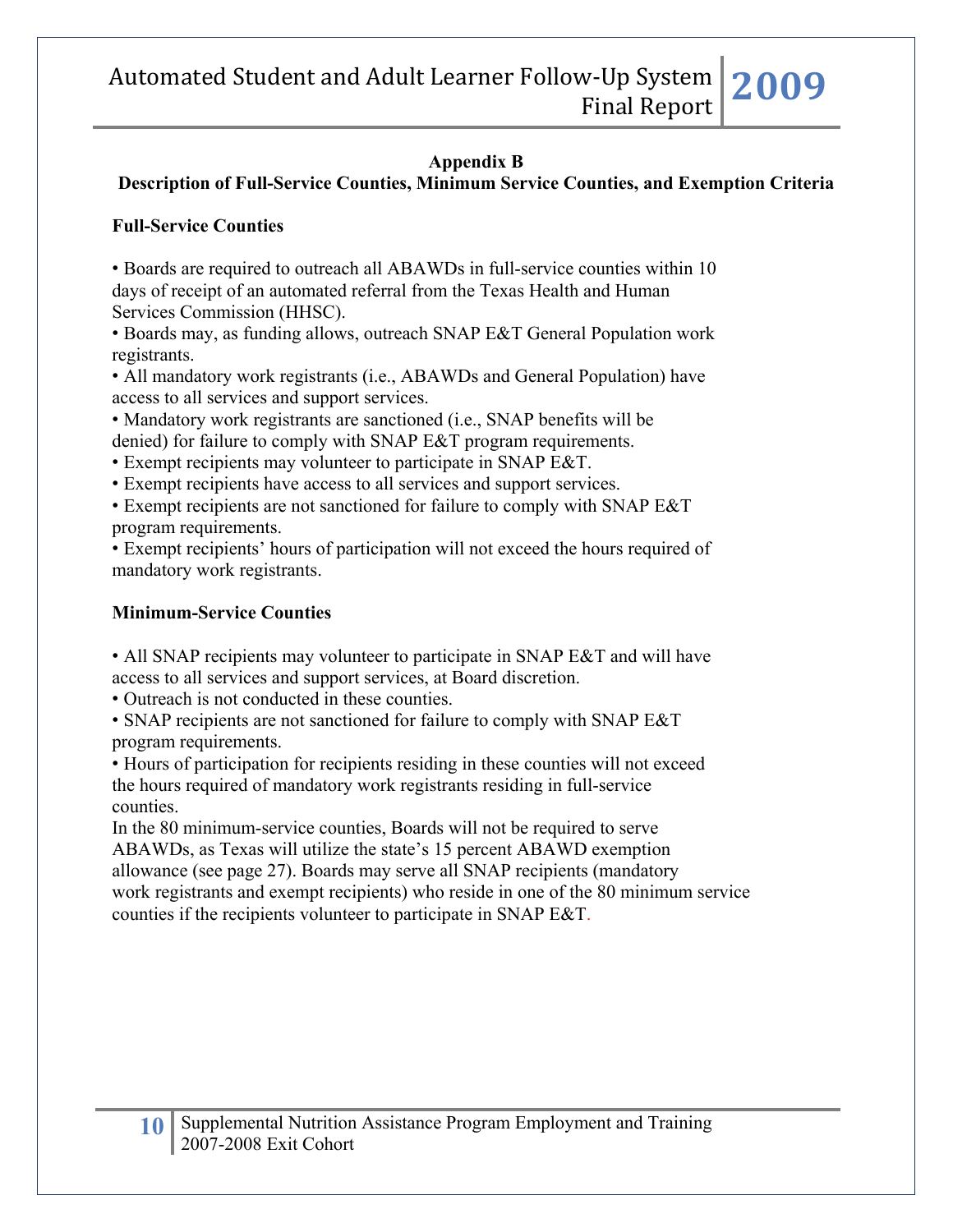## Appendix B

### Description of Full-Service Counties, Minimum Service Counties, and Exemption Criteria

**Full-Service Counties**

- Boards are required to outreach all ABAWDs in full-service counties within 10 days of receipt of an automated referral from the Texas Health and Human Services Commission (HHSC).
- Boards may, as funding allows, outreach SNAP E&T General Population work registrants.
- All mandatory work registrants (i.e., ABAWDs and General Population) have access to all services and support services.
- Mandatory work registrants are sanctioned (i.e., SNAP benefits will be denied) for failure to comply with SNAP E&T program requirements.
- Exempt recipients may volunteer to participate in SNAP E&T.
- Exempt recipients have access to all services and support services.
- Exempt recipients are not sanctioned for failure to comply with SNAP E&T program requirements.
- Exempt recipients' hours of participation will not exceed the hours required of mandatory work registrants.

**Minimum-Service Counties**

- All SNAP recipients may volunteer to participate in SNAP E&T and will have access to all services and support services, at Board discretion.
- Outreach is not conducted in these counties.
- SNAP recipients are not sanctioned for failure to comply with SNAP E&T program requirements.
- Hours of participation for recipients residing in these counties will not exceed the hours required of mandatory work registrants residing in full-service counties.

In the 80 minimum-service counties, Boards will not be required to serve ABAWDs, as Texas will utilize the state's 15 percent ABAWD exemption allowance (see page 27). Boards may serve all SNAP recipients (mandatory work registrants and exempt recipients) who reside in one of the 80 minimum service counties if the recipients volunteer to participate in SNAP E&T.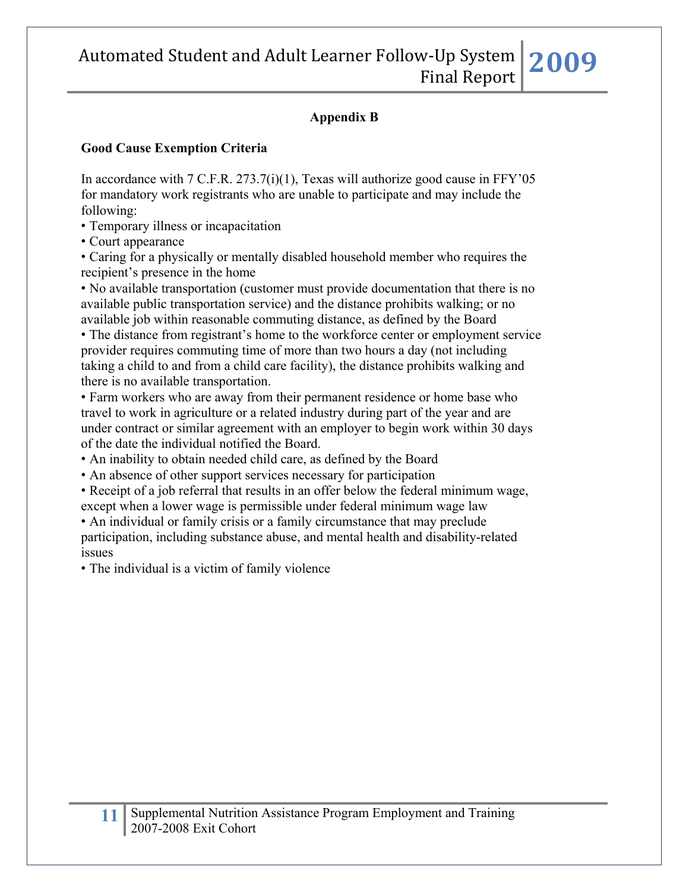## Appendix B

**Good Cause Exemption Criteria**

In accordance with 7 C.F.R. 273.7(i)(1), Texas will authorize good cause in FFY'05 for mandatory work registrants who are unable to participate and may include the following:

- Temporary illness or incapacitation
- Court appearance
- Caring for a physically or mentally disabled household member who requires the recipient's presence in the home
- No available transportation (customer must provide documentation that there is no available public transportation service) and the distance prohibits walking; or no available job within reasonable commuting distance, as defined by the Board
- The distance from registrant's home to the workforce center or employment service provider requires commuting time of more than two hours a day (not including taking a child to and from a child care facility), the distance prohibits walking and there is no available transportation.
- Farm workers who are away from their permanent residence or home base who travel to work in agriculture or a related industry during part of the year and are under contract or similar agreement with an employer to begin work within 30 days of the date the individual notified the Board.
- An inability to obtain needed child care, as defined by the Board
- An absence of other support services necessary for participation
- Receipt of a job referral that results in an offer below the federal minimum wage, except when a lower wage is permissible under federal minimum wage law
- An individual or family crisis or a family circumstance that may preclude participation, including substance abuse, and mental health and disability-related issues
- The individual is a victim of family violence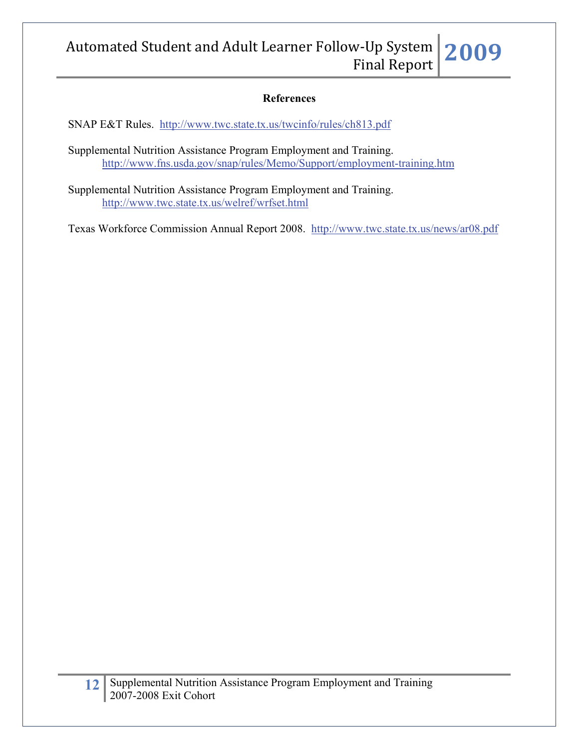## References

SNAP E&T Rules. http://www.twc.state.tx.us/twcinfo/rules/ch813.pdf

Supplemental Nutrition Assistance Program Employment and Training. http://www.fns.usda.gov/snap/rules/Memo/Support/employment-training.htm

Supplemental Nutrition Assistance Program Employment and Training. http://www.twc.state.tx.us/welref/wrfset.html

Texas Workforce Commission Annual Report 2008. http://www.twc.state.tx.us/news/ar08.pdf